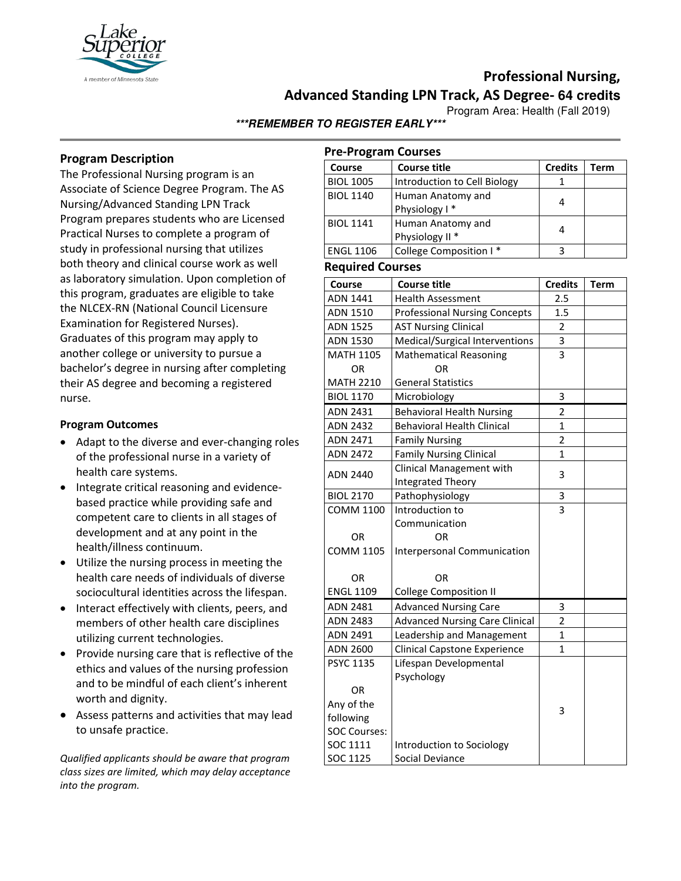Lake Superior College
A member of Minnesota State

# Professional Nursing, Advanced Standing LPN Track, AS Degree- 64 credits

Program Area: Health (Fall 2019)

***REMEMBER TO REGISTER EARLY***

## Program Description

The Professional Nursing program is an Associate of Science Degree Program. The AS Nursing/Advanced Standing LPN Track Program prepares students who are Licensed Practical Nurses to complete a program of study in professional nursing that utilizes both theory and clinical course work as well as laboratory simulation. Upon completion of this program, graduates are eligible to take the NLCEX-RN (National Council Licensure Examination for Registered Nurses). Graduates of this program may apply to another college or university to pursue a bachelor's degree in nursing after completing their AS degree and becoming a registered nurse.

### Program Outcomes

- Adapt to the diverse and ever-changing roles of the professional nurse in a variety of health care systems.
- Integrate critical reasoning and evidence-based practice while providing safe and competent care to clients in all stages of development and at any point in the health/illness continuum.
- Utilize the nursing process in meeting the health care needs of individuals of diverse sociocultural identities across the lifespan.
- Interact effectively with clients, peers, and members of other health care disciplines utilizing current technologies.
- Provide nursing care that is reflective of the ethics and values of the nursing profession and to be mindful of each client's inherent worth and dignity.
- Assess patterns and activities that may lead to unsafe practice.

*Qualified applicants should be aware that program class sizes are limited, which may delay acceptance into the program.*

## Pre-Program Courses

| Course | Course title | Credits | Term |
|---|---|---|---|
| BIOL 1005 | Introduction to Cell Biology | 1 | |
| BIOL 1140 | Human Anatomy and Physiology I * | 4 | |
| BIOL 1141 | Human Anatomy and Physiology II * | 4 | |
| ENGL 1106 | College Composition I * | 3 | |

## Required Courses

| Course | Course title | Credits | Term |
|---|---|---|---|
| ADN 1441 | Health Assessment | 2.5 | |
| ADN 1510 | Professional Nursing Concepts | 1.5 | |
| ADN 1525 | AST Nursing Clinical | 2 | |
| ADN 1530 | Medical/Surgical Interventions | 3 | |
| MATH 1105 OR MATH 2210 | Mathematical Reasoning OR General Statistics | 3 | |
| BIOL 1170 | Microbiology | 3 | |
| ADN 2431 | Behavioral Health Nursing | 2 | |
| ADN 2432 | Behavioral Health Clinical | 1 | |
| ADN 2471 | Family Nursing | 2 | |
| ADN 2472 | Family Nursing Clinical | 1 | |
| ADN 2440 | Clinical Management with Integrated Theory | 3 | |
| BIOL 2170 | Pathophysiology | 3 | |
| COMM 1100 OR COMM 1105 OR ENGL 1109 | Introduction to Communication OR Interpersonal Communication OR College Composition II | 3 | |
| ADN 2481 | Advanced Nursing Care | 3 | |
| ADN 2483 | Advanced Nursing Care Clinical | 2 | |
| ADN 2491 | Leadership and Management | 1 | |
| ADN 2600 | Clinical Capstone Experience | 1 | |
| PSYC 1135 OR Any of the following SOC Courses: SOC 1111, SOC 1125 | Lifespan Developmental Psychology; Introduction to Sociology; Social Deviance | 3 | |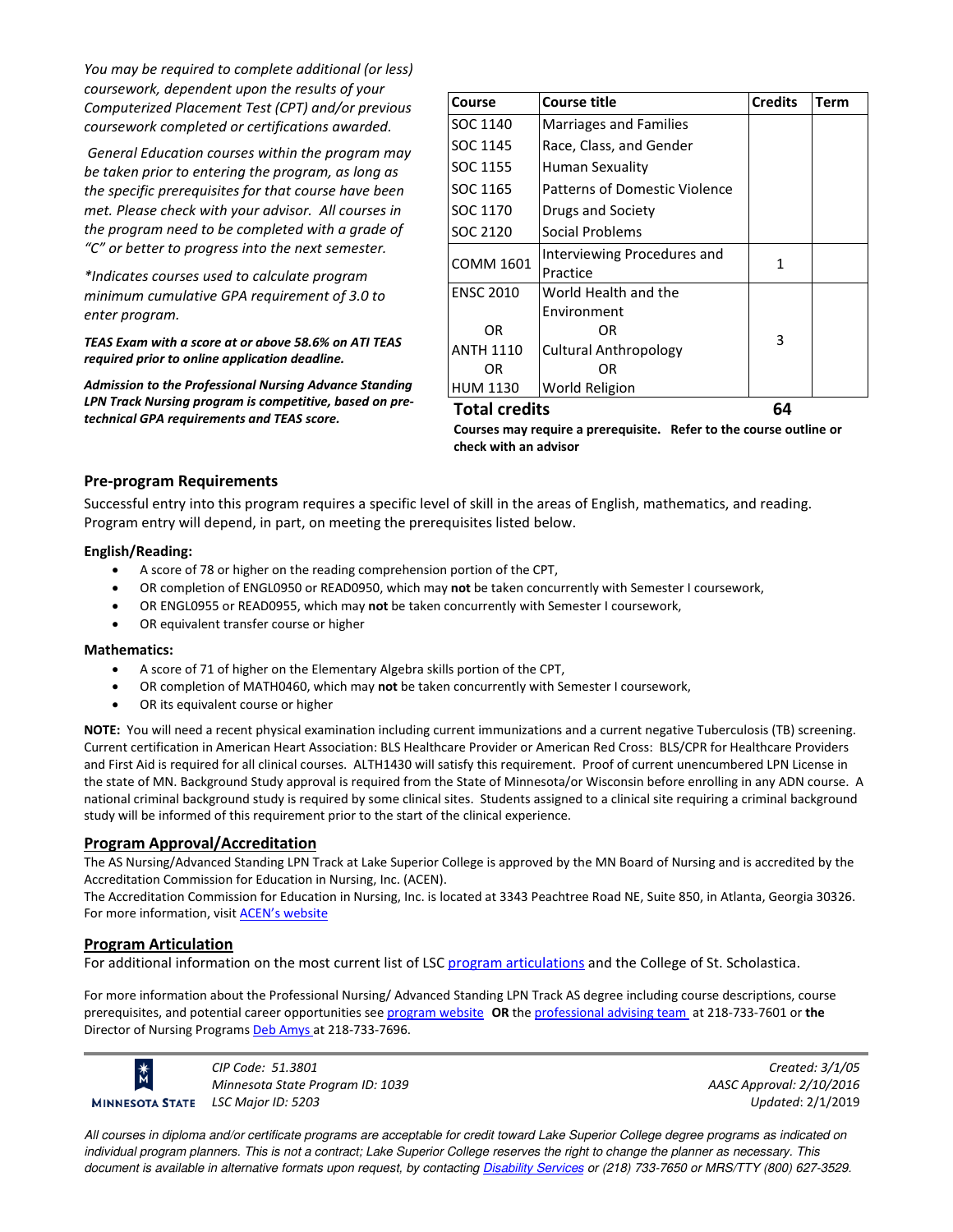*You may be required to complete additional (or less) coursework, dependent upon the results of your Computerized Placement Test (CPT) and/or previous coursework completed or certifications awarded.*

*General Education courses within the program may be taken prior to entering the program, as long as the specific prerequisites for that course have been met. Please check with your advisor. All courses in the program need to be completed with a grade of "C" or better to progress into the next semester.*

**Indicates courses used to calculate program minimum cumulative GPA requirement of 3.0 to enter program.*

***TEAS Exam with a score at or above 58.6% on ATI TEAS required prior to online application deadline.***

***Admission to the Professional Nursing Advance Standing LPN Track Nursing program is competitive, based on pre-technical GPA requirements and TEAS score.***

| Course | Course title | Credits | Term |
|---|---|---|---|
| SOC 1140<br>SOC 1145<br>SOC 1155<br>SOC 1165<br>SOC 1170<br>SOC 2120 | Marriages and Families<br>Race, Class, and Gender<br>Human Sexuality<br>Patterns of Domestic Violence<br>Drugs and Society<br>Social Problems | | |
| COMM 1601 | Interviewing Procedures and Practice | 1 | |
| ENSC 2010<br>OR<br>ANTH 1110<br>OR<br>HUM 1130 | World Health and the Environment<br>OR<br>Cultural Anthropology<br>OR<br>World Religion | 3 | |
| **Total credits** | | **64** | |

**Courses may require a prerequisite. Refer to the course outline or check with an advisor**

## Pre-program Requirements

Successful entry into this program requires a specific level of skill in the areas of English, mathematics, and reading. Program entry will depend, in part, on meeting the prerequisites listed below.

**English/Reading:**

- A score of 78 or higher on the reading comprehension portion of the CPT,
- OR completion of ENGL0950 or READ0950, which may **not** be taken concurrently with Semester I coursework,
- OR ENGL0955 or READ0955, which may **not** be taken concurrently with Semester I coursework,
- OR equivalent transfer course or higher

**Mathematics:**

- A score of 71 of higher on the Elementary Algebra skills portion of the CPT,
- OR completion of MATH0460, which may **not** be taken concurrently with Semester I coursework,
- OR its equivalent course or higher

**NOTE:** You will need a recent physical examination including current immunizations and a current negative Tuberculosis (TB) screening. Current certification in American Heart Association: BLS Healthcare Provider or American Red Cross: BLS/CPR for Healthcare Providers and First Aid is required for all clinical courses. ALTH1430 will satisfy this requirement. Proof of current unencumbered LPN License in the state of MN. Background Study approval is required from the State of Minnesota/or Wisconsin before enrolling in any ADN course. A national criminal background study is required by some clinical sites. Students assigned to a clinical site requiring a criminal background study will be informed of this requirement prior to the start of the clinical experience.

## Program Approval/Accreditation

The AS Nursing/Advanced Standing LPN Track at Lake Superior College is approved by the MN Board of Nursing and is accredited by the Accreditation Commission for Education in Nursing, Inc. (ACEN).
The Accreditation Commission for Education in Nursing, Inc. is located at 3343 Peachtree Road NE, Suite 850, in Atlanta, Georgia 30326. For more information, visit ACEN's website

## Program Articulation

For additional information on the most current list of LSC program articulations and the College of St. Scholastica.

For more information about the Professional Nursing/ Advanced Standing LPN Track AS degree including course descriptions, course prerequisites, and potential career opportunities see program website **OR** the professional advising team at 218-733-7601 or **the** Director of Nursing Programs Deb Amys at 218-733-7696.

MINNESOTA STATE

*CIP Code: 51.3801*
*Minnesota State Program ID: 1039*
*LSC Major ID: 5203*

*Created: 3/1/05*
*AASC Approval: 2/10/2016*
*Updated*: 2/1/2019

*All courses in diploma and/or certificate programs are acceptable for credit toward Lake Superior College degree programs as indicated on individual program planners. This is not a contract; Lake Superior College reserves the right to change the planner as necessary. This document is available in alternative formats upon request, by contacting Disability Services or (218) 733-7650 or MRS/TTY (800) 627-3529.*